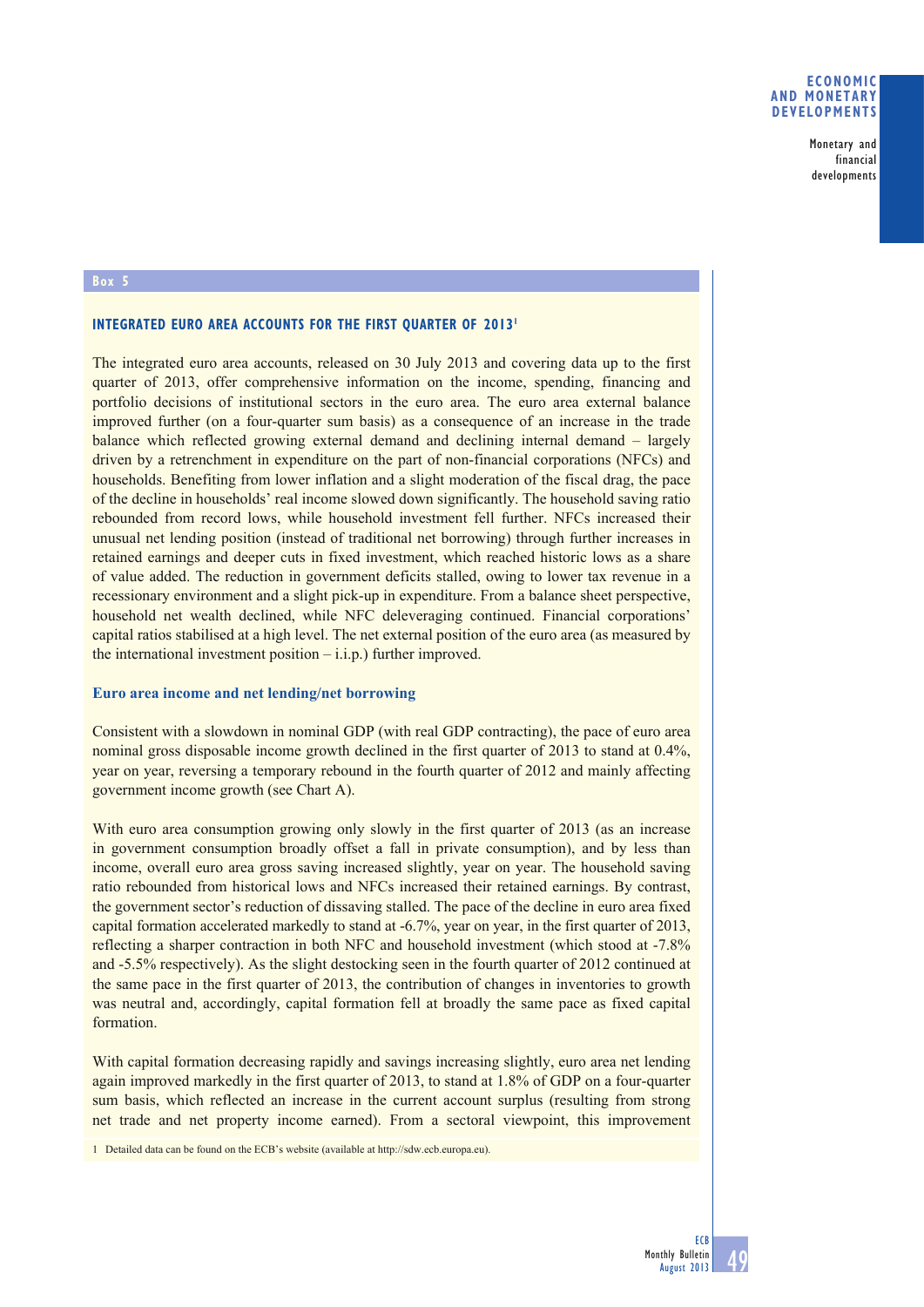Box 5

## INTEGRATED EURO AREA ACCOUNTS FOR THE FIRST QUARTER OF 2013[1]

The integrated euro area accounts, released on 30 July 2013 and covering data up to the first quarter of 2013, offer comprehensive information on the income, spending, financing and portfolio decisions of institutional sectors in the euro area. The euro area external balance improved further (on a four-quarter sum basis) as a consequence of an increase in the trade balance which reflected growing external demand and declining internal demand – largely driven by a retrenchment in expenditure on the part of non-financial corporations (NFCs) and households. Benefiting from lower inflation and a slight moderation of the fiscal drag, the pace of the decline in households' real income slowed down significantly. The household saving ratio rebounded from record lows, while household investment fell further. NFCs increased their unusual net lending position (instead of traditional net borrowing) through further increases in retained earnings and deeper cuts in fixed investment, which reached historic lows as a share of value added. The reduction in government deficits stalled, owing to lower tax revenue in a recessionary environment and a slight pick-up in expenditure. From a balance sheet perspective, household net wealth declined, while NFC deleveraging continued. Financial corporations' capital ratios stabilised at a high level. The net external position of the euro area (as measured by the international investment position – i.i.p.) further improved.

### Euro area income and net lending/net borrowing

Consistent with a slowdown in nominal GDP (with real GDP contracting), the pace of euro area nominal gross disposable income growth declined in the first quarter of 2013 to stand at 0.4%, year on year, reversing a temporary rebound in the fourth quarter of 2012 and mainly affecting government income growth (see Chart A).

With euro area consumption growing only slowly in the first quarter of 2013 (as an increase in government consumption broadly offset a fall in private consumption), and by less than income, overall euro area gross saving increased slightly, year on year. The household saving ratio rebounded from historical lows and NFCs increased their retained earnings. By contrast, the government sector's reduction of dissaving stalled. The pace of the decline in euro area fixed capital formation accelerated markedly to stand at -6.7%, year on year, in the first quarter of 2013, reflecting a sharper contraction in both NFC and household investment (which stood at -7.8% and -5.5% respectively). As the slight destocking seen in the fourth quarter of 2012 continued at the same pace in the first quarter of 2013, the contribution of changes in inventories to growth was neutral and, accordingly, capital formation fell at broadly the same pace as fixed capital formation.

With capital formation decreasing rapidly and savings increasing slightly, euro area net lending again improved markedly in the first quarter of 2013, to stand at 1.8% of GDP on a four-quarter sum basis, which reflected an increase in the current account surplus (resulting from strong net trade and net property income earned). From a sectoral viewpoint, this improvement

1 Detailed data can be found on the ECB's website (available at http://sdw.ecb.europa.eu).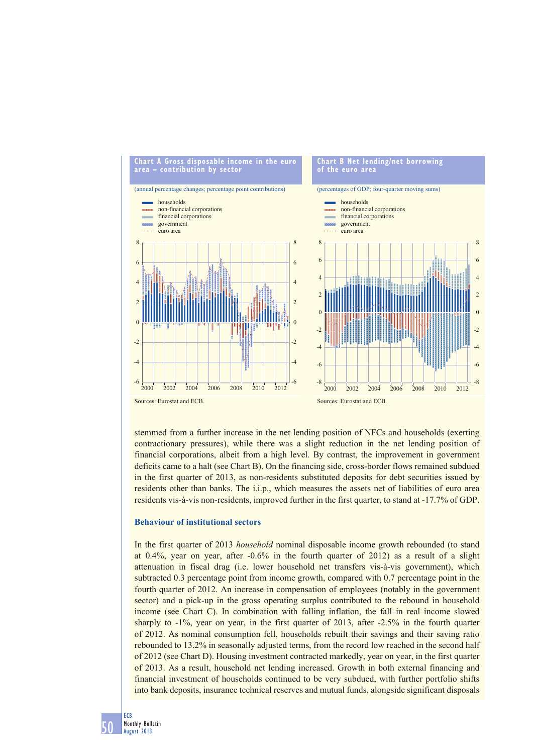**Chart A Gross disposable income in the euro area – contribution by sector**

(annual percentage changes; percentage point contributions)

- households
- non-financial corporations
- financial corporations
- government
- euro area

Sources: Eurostat and ECB.

**Chart B Net lending/net borrowing of the euro area**

(percentages of GDP; four-quarter moving sums)

- households
- non-financial corporations
- financial corporations
- government
- euro area

Sources: Eurostat and ECB.

stemmed from a further increase in the net lending position of NFCs and households (exerting contractionary pressures), while there was a slight reduction in the net lending position of financial corporations, albeit from a high level. By contrast, the improvement in government deficits came to a halt (see Chart B). On the financing side, cross-border flows remained subdued in the first quarter of 2013, as non-residents substituted deposits for debt securities issued by residents other than banks. The i.i.p., which measures the assets net of liabilities of euro area residents vis-à-vis non-residents, improved further in the first quarter, to stand at -17.7% of GDP.

## Behaviour of institutional sectors

In the first quarter of 2013 *household* nominal disposable income growth rebounded (to stand at 0.4%, year on year, after -0.6% in the fourth quarter of 2012) as a result of a slight attenuation in fiscal drag (i.e. lower household net transfers vis-à-vis government), which subtracted 0.3 percentage point from income growth, compared with 0.7 percentage point in the fourth quarter of 2012. An increase in compensation of employees (notably in the government sector) and a pick-up in the gross operating surplus contributed to the rebound in household income (see Chart C). In combination with falling inflation, the fall in real income slowed sharply to -1%, year on year, in the first quarter of 2013, after -2.5% in the fourth quarter of 2012. As nominal consumption fell, households rebuilt their savings and their saving ratio rebounded to 13.2% in seasonally adjusted terms, from the record low reached in the second half of 2012 (see Chart D). Housing investment contracted markedly, year on year, in the first quarter of 2013. As a result, household net lending increased. Growth in both external financing and financial investment of households continued to be very subdued, with further portfolio shifts into bank deposits, insurance technical reserves and mutual funds, alongside significant disposals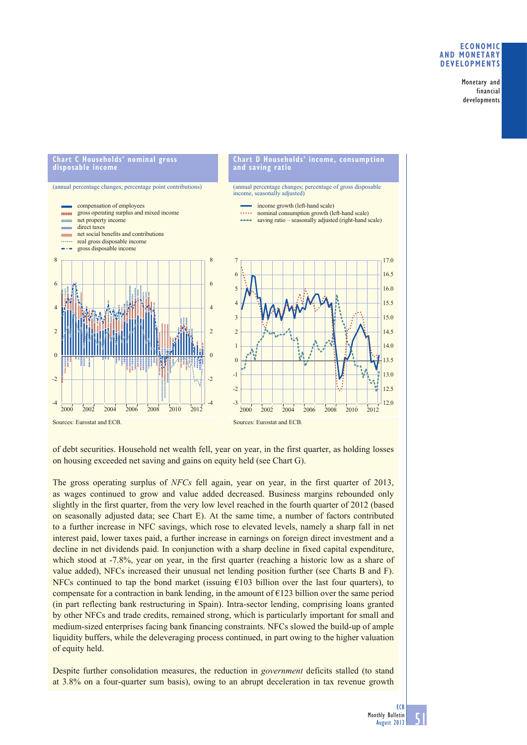**Chart C Households' nominal gross disposable income**

(annual percentage changes; percentage point contributions)

- compensation of employees
- gross operating surplus and mixed income
- net property income
- direct taxes
- net social benefits and contributions
- real gross disposable income
- gross disposable income

Sources: Eurostat and ECB.

**Chart D Households' income, consumption and saving ratio**

(annual percentage changes; percentage of gross disposable income, seasonally adjusted)

- income growth (left-hand scale)
- nominal consumption growth (left-hand scale)
- saving ratio – seasonally adjusted (right-hand scale)

Sources: Eurostat and ECB.

of debt securities. Household net wealth fell, year on year, in the first quarter, as holding losses on housing exceeded net saving and gains on equity held (see Chart G).

The gross operating surplus of *NFCs* fell again, year on year, in the first quarter of 2013, as wages continued to grow and value added decreased. Business margins rebounded only slightly in the first quarter, from the very low level reached in the fourth quarter of 2012 (based on seasonally adjusted data; see Chart E). At the same time, a number of factors contributed to a further increase in NFC savings, which rose to elevated levels, namely a sharp fall in net interest paid, lower taxes paid, a further increase in earnings on foreign direct investment and a decline in net dividends paid. In conjunction with a sharp decline in fixed capital expenditure, which stood at -7.8%, year on year, in the first quarter (reaching a historic low as a share of value added), NFCs increased their unusual net lending position further (see Charts B and F). NFCs continued to tap the bond market (issuing €103 billion over the last four quarters), to compensate for a contraction in bank lending, in the amount of €123 billion over the same period (in part reflecting bank restructuring in Spain). Intra-sector lending, comprising loans granted by other NFCs and trade credits, remained strong, which is particularly important for small and medium-sized enterprises facing bank financing constraints. NFCs slowed the build-up of ample liquidity buffers, while the deleveraging process continued, in part owing to the higher valuation of equity held.

Despite further consolidation measures, the reduction in *government* deficits stalled (to stand at 3.8% on a four-quarter sum basis), owing to an abrupt deceleration in tax revenue growth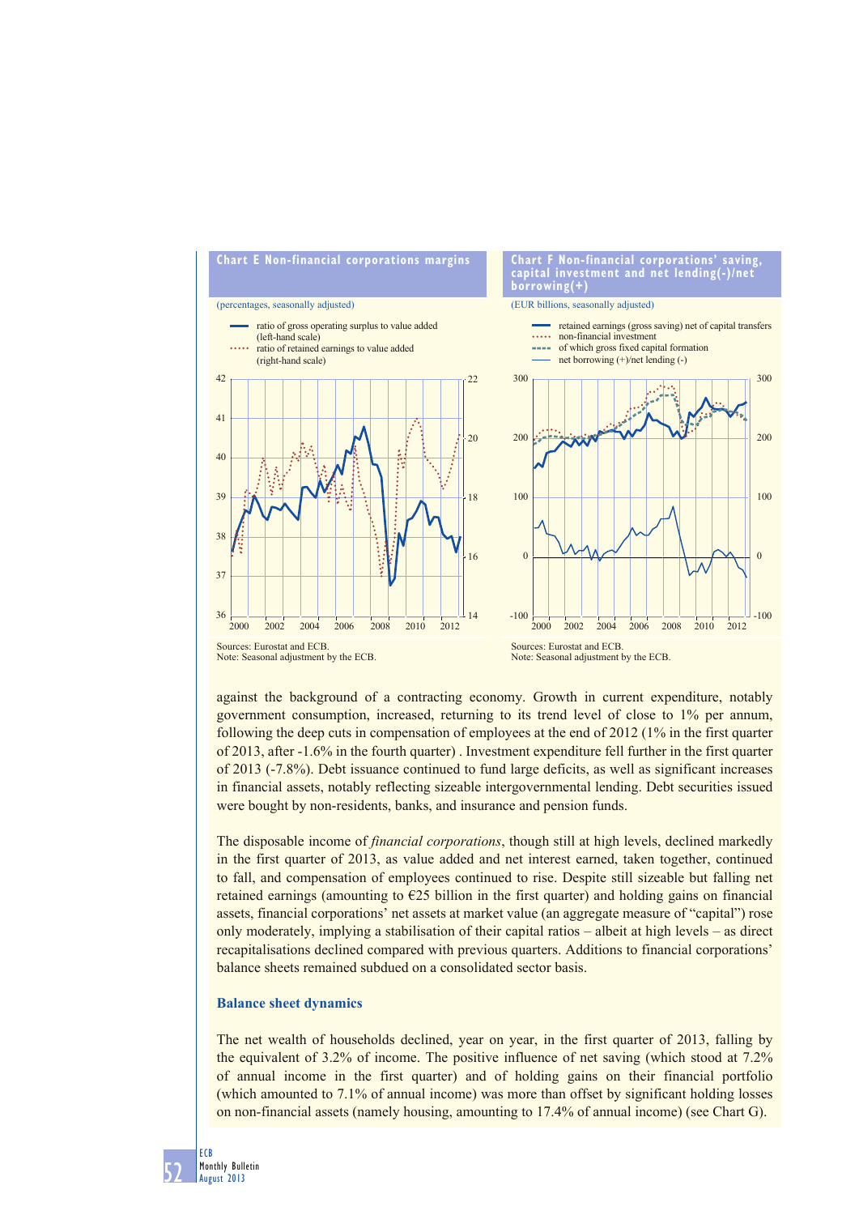**Chart E Non-financial corporations margins**

(percentages, seasonally adjusted)

- ratio of gross operating surplus to value added (left-hand scale)
- ratio of retained earnings to value added (right-hand scale)

Sources: Eurostat and ECB.
Note: Seasonal adjustment by the ECB.

**Chart F Non-financial corporations' saving, capital investment and net lending(-)/net borrowing(+)**

(EUR billions, seasonally adjusted)

- retained earnings (gross saving) net of capital transfers
- non-financial investment
- of which gross fixed capital formation
- net borrowing (+)/net lending (-)

Sources: Eurostat and ECB.
Note: Seasonal adjustment by the ECB.

against the background of a contracting economy. Growth in current expenditure, notably government consumption, increased, returning to its trend level of close to 1% per annum, following the deep cuts in compensation of employees at the end of 2012 (1% in the first quarter of 2013, after -1.6% in the fourth quarter) . Investment expenditure fell further in the first quarter of 2013 (-7.8%). Debt issuance continued to fund large deficits, as well as significant increases in financial assets, notably reflecting sizeable intergovernmental lending. Debt securities issued were bought by non-residents, banks, and insurance and pension funds.

The disposable income of *financial corporations*, though still at high levels, declined markedly in the first quarter of 2013, as value added and net interest earned, taken together, continued to fall, and compensation of employees continued to rise. Despite still sizeable but falling net retained earnings (amounting to €25 billion in the first quarter) and holding gains on financial assets, financial corporations' net assets at market value (an aggregate measure of "capital") rose only moderately, implying a stabilisation of their capital ratios – albeit at high levels – as direct recapitalisations declined compared with previous quarters. Additions to financial corporations' balance sheets remained subdued on a consolidated sector basis.

### Balance sheet dynamics

The net wealth of households declined, year on year, in the first quarter of 2013, falling by the equivalent of 3.2% of income. The positive influence of net saving (which stood at 7.2% of annual income in the first quarter) and of holding gains on their financial portfolio (which amounted to 7.1% of annual income) was more than offset by significant holding losses on non-financial assets (namely housing, amounting to 17.4% of annual income) (see Chart G).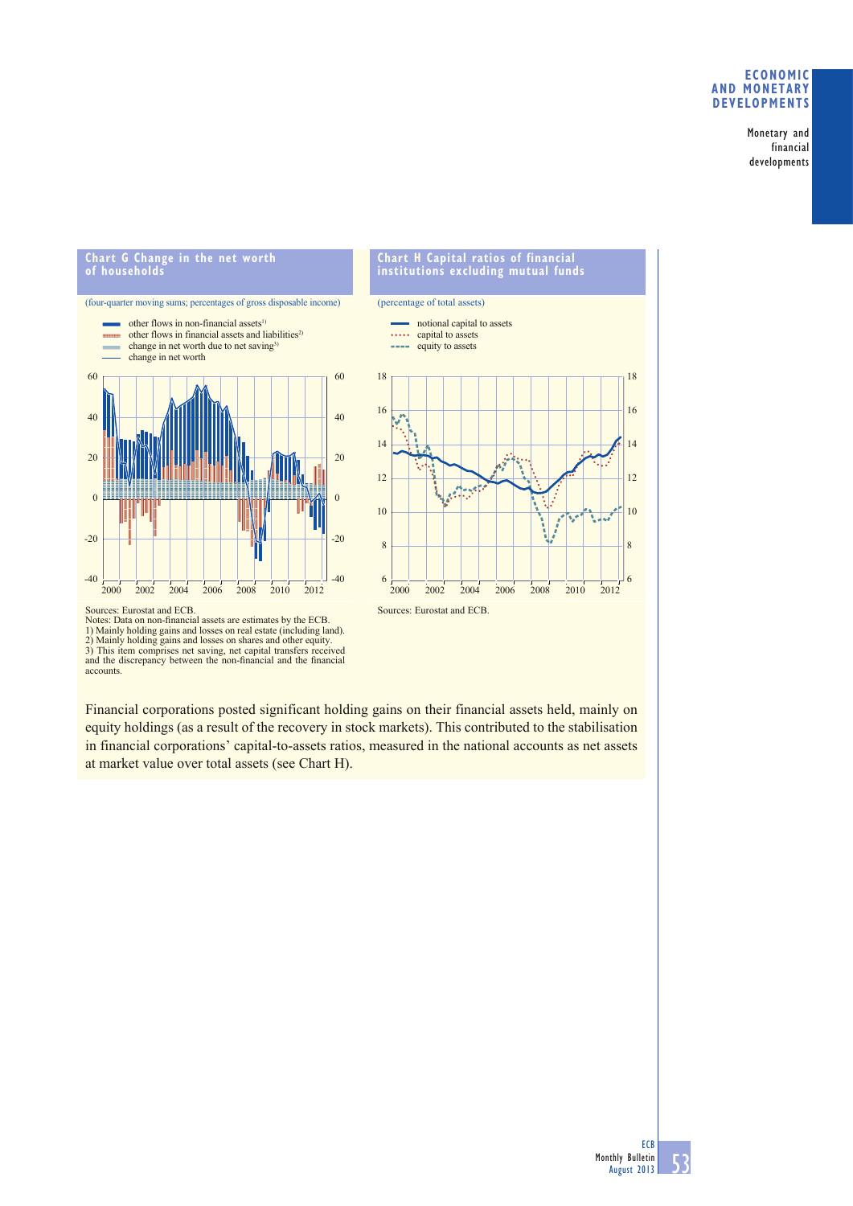### Chart G Change in the net worth of households

(four-quarter moving sums; percentages of gross disposable income)

other flows in non-financial assets[1]
other flows in financial assets and liabilities[2]
change in net worth due to net saving[3]
change in net worth

60 40 20 0 -20 -40

2000 2002 2004 2006 2008 2010 2012

Sources: Eurostat and ECB.
Notes: Data on non-financial assets are estimates by the ECB.
1) Mainly holding gains and losses on real estate (including land).
2) Mainly holding gains and losses on shares and other equity.
3) This item comprises net saving, net capital transfers received and the discrepancy between the non-financial and the financial accounts.

### Chart H Capital ratios of financial institutions excluding mutual funds

(percentage of total assets)

notional capital to assets
capital to assets
equity to assets

18 16 14 12 10 8 6

2000 2002 2004 2006 2008 2010 2012

Sources: Eurostat and ECB.

Financial corporations posted significant holding gains on their financial assets held, mainly on equity holdings (as a result of the recovery in stock markets). This contributed to the stabilisation in financial corporations' capital-to-assets ratios, measured in the national accounts as net assets at market value over total assets (see Chart H).